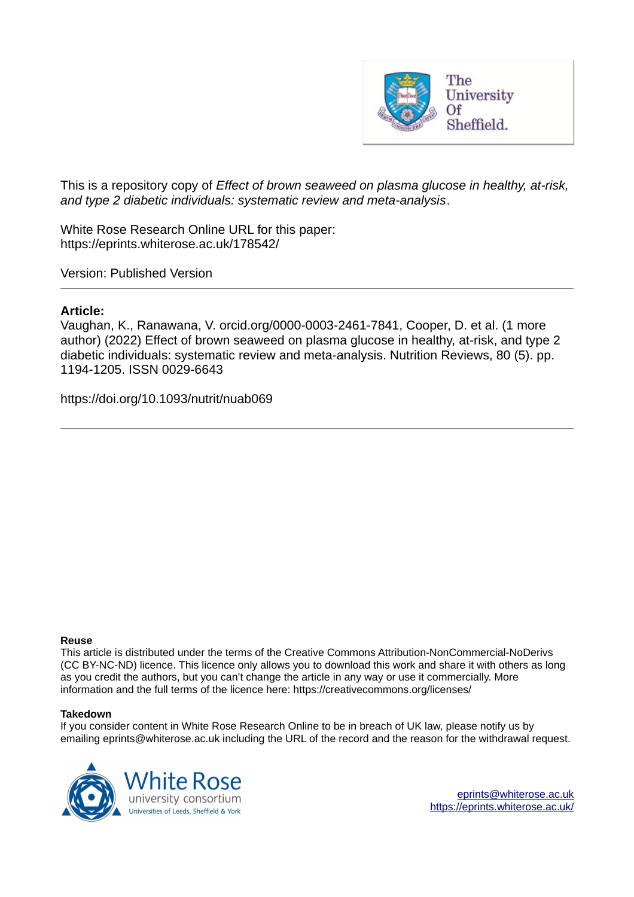This is a repository copy of *Effect of brown seaweed on plasma glucose in healthy, at-risk, and type 2 diabetic individuals: systematic review and meta-analysis*.

White Rose Research Online URL for this paper:
https://eprints.whiterose.ac.uk/178542/

Version: Published Version

## Article:

Vaughan, K., Ranawana, V. orcid.org/0000-0003-2461-7841, Cooper, D. et al. (1 more author) (2022) Effect of brown seaweed on plasma glucose in healthy, at-risk, and type 2 diabetic individuals: systematic review and meta-analysis. Nutrition Reviews, 80 (5). pp. 1194-1205. ISSN 0029-6643

https://doi.org/10.1093/nutrit/nuab069

### Reuse

This article is distributed under the terms of the Creative Commons Attribution-NonCommercial-NoDerivs (CC BY-NC-ND) licence. This licence only allows you to download this work and share it with others as long as you credit the authors, but you can't change the article in any way or use it commercially. More information and the full terms of the licence here: https://creativecommons.org/licenses/

### Takedown

If you consider content in White Rose Research Online to be in breach of UK law, please notify us by emailing eprints@whiterose.ac.uk including the URL of the record and the reason for the withdrawal request.

eprints@whiterose.ac.uk
https://eprints.whiterose.ac.uk/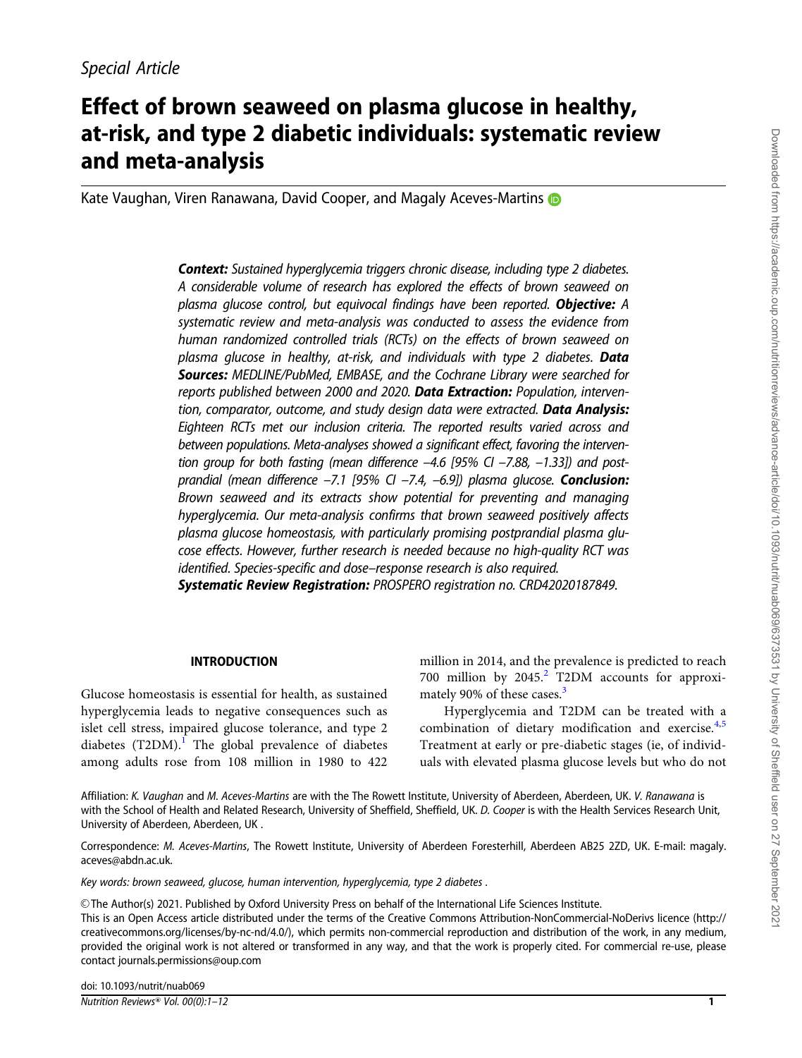*Special Article*

# Effect of brown seaweed on plasma glucose in healthy, at-risk, and type 2 diabetic individuals: systematic review and meta-analysis

Kate Vaughan, Viren Ranawana, David Cooper, and Magaly Aceves-Martins

***Context:*** *Sustained hyperglycemia triggers chronic disease, including type 2 diabetes. A considerable volume of research has explored the effects of brown seaweed on plasma glucose control, but equivocal findings have been reported.* ***Objective:*** *A systematic review and meta-analysis was conducted to assess the evidence from human randomized controlled trials (RCTs) on the effects of brown seaweed on plasma glucose in healthy, at-risk, and individuals with type 2 diabetes.* ***Data Sources:*** *MEDLINE/PubMed, EMBASE, and the Cochrane Library were searched for reports published between 2000 and 2020.* ***Data Extraction:*** *Population, intervention, comparator, outcome, and study design data were extracted.* ***Data Analysis:*** *Eighteen RCTs met our inclusion criteria. The reported results varied across and between populations. Meta-analyses showed a significant effect, favoring the intervention group for both fasting (mean difference –4.6 [95% CI –7.88, –1.33]) and postprandial (mean difference –7.1 [95% CI –7.4, –6.9]) plasma glucose.* ***Conclusion:*** *Brown seaweed and its extracts show potential for preventing and managing hyperglycemia. Our meta-analysis confirms that brown seaweed positively affects plasma glucose homeostasis, with particularly promising postprandial plasma glucose effects. However, further research is needed because no high-quality RCT was identified. Species-specific and dose–response research is also required.*
***Systematic Review Registration:*** *PROSPERO registration no. CRD42020187849.*

## INTRODUCTION

Glucose homeostasis is essential for health, as sustained hyperglycemia leads to negative consequences such as islet cell stress, impaired glucose tolerance, and type 2 diabetes (T2DM).[1] The global prevalence of diabetes among adults rose from 108 million in 1980 to 422 million in 2014, and the prevalence is predicted to reach 700 million by 2045.[2] T2DM accounts for approximately 90% of these cases.[3]

Hyperglycemia and T2DM can be treated with a combination of dietary modification and exercise.[4,5] Treatment at early or pre-diabetic stages (ie, of individuals with elevated plasma glucose levels but who do not

Affiliation: *K. Vaughan* and *M. Aceves-Martins* are with the The Rowett Institute, University of Aberdeen, Aberdeen, UK. *V. Ranawana* is with the School of Health and Related Research, University of Sheffield, Sheffield, UK. *D. Cooper* is with the Health Services Research Unit, University of Aberdeen, Aberdeen, UK .

Correspondence: *M. Aceves-Martins*, The Rowett Institute, University of Aberdeen Foresterhill, Aberdeen AB25 2ZD, UK. E-mail: magaly.aceves@abdn.ac.uk.

*Key words: brown seaweed, glucose, human intervention, hyperglycemia, type 2 diabetes .*

© The Author(s) 2021. Published by Oxford University Press on behalf of the International Life Sciences Institute.
This is an Open Access article distributed under the terms of the Creative Commons Attribution-NonCommercial-NoDerivs licence (http://creativecommons.org/licenses/by-nc-nd/4.0/), which permits non-commercial reproduction and distribution of the work, in any medium, provided the original work is not altered or transformed in any way, and that the work is properly cited. For commercial re-use, please contact journals.permissions@oup.com

doi: 10.1093/nutrit/nuab069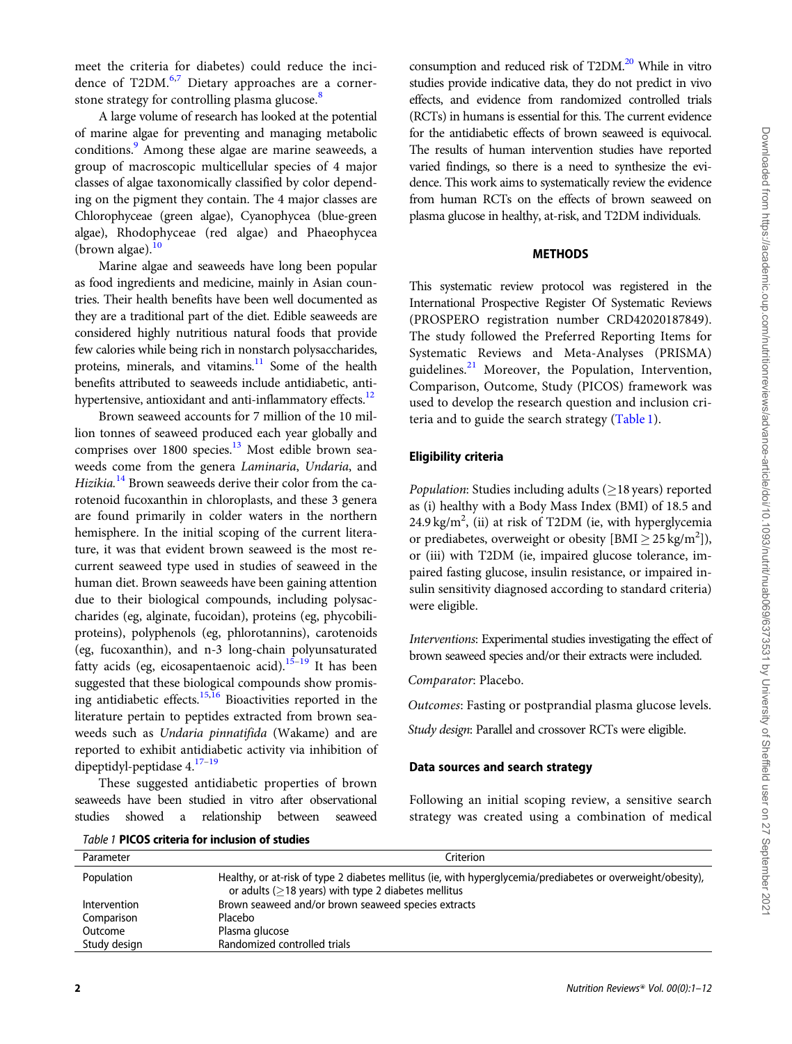meet the criteria for diabetes) could reduce the incidence of T2DM.[6,7] Dietary approaches are a cornerstone strategy for controlling plasma glucose.[8]

A large volume of research has looked at the potential of marine algae for preventing and managing metabolic conditions.[9] Among these algae are marine seaweeds, a group of macroscopic multicellular species of 4 major classes of algae taxonomically classified by color depending on the pigment they contain. The 4 major classes are Chlorophyceae (green algae), Cyanophycea (blue-green algae), Rhodophyceae (red algae) and Phaeophycea (brown algae).[10]

Marine algae and seaweeds have long been popular as food ingredients and medicine, mainly in Asian countries. Their health benefits have been well documented as they are a traditional part of the diet. Edible seaweeds are considered highly nutritious natural foods that provide few calories while being rich in nonstarch polysaccharides, proteins, minerals, and vitamins.[11] Some of the health benefits attributed to seaweeds include antidiabetic, antihypertensive, antioxidant and anti-inflammatory effects.[12]

Brown seaweed accounts for 7 million of the 10 million tonnes of seaweed produced each year globally and comprises over 1800 species.[13] Most edible brown seaweeds come from the genera *Laminaria*, *Undaria*, and *Hizikia*.[14] Brown seaweeds derive their color from the carotenoid fucoxanthin in chloroplasts, and these 3 genera are found primarily in colder waters in the northern hemisphere. In the initial scoping of the current literature, it was that evident brown seaweed is the most recurrent seaweed type used in studies of seaweed in the human diet. Brown seaweeds have been gaining attention due to their biological compounds, including polysaccharides (eg, alginate, fucoidan), proteins (eg, phycobiliproteins), polyphenols (eg, phlorotannins), carotenoids (eg, fucoxanthin), and n-3 long-chain polyunsaturated fatty acids (eg, eicosapentaenoic acid).[15–19] It has been suggested that these biological compounds show promising antidiabetic effects.[15,16] Bioactivities reported in the literature pertain to peptides extracted from brown seaweeds such as *Undaria pinnatifida* (Wakame) and are reported to exhibit antidiabetic activity via inhibition of dipeptidyl-peptidase 4.[17–19]

These suggested antidiabetic properties of brown seaweeds have been studied in vitro after observational studies showed a relationship between seaweed consumption and reduced risk of T2DM.[20] While in vitro studies provide indicative data, they do not predict in vivo effects, and evidence from randomized controlled trials (RCTs) in humans is essential for this. The current evidence for the antidiabetic effects of brown seaweed is equivocal. The results of human intervention studies have reported varied findings, so there is a need to synthesize the evidence. This work aims to systematically review the evidence from human RCTs on the effects of brown seaweed on plasma glucose in healthy, at-risk, and T2DM individuals.

## METHODS

This systematic review protocol was registered in the International Prospective Register Of Systematic Reviews (PROSPERO registration number CRD42020187849). The study followed the Preferred Reporting Items for Systematic Reviews and Meta-Analyses (PRISMA) guidelines.[21] Moreover, the Population, Intervention, Comparison, Outcome, Study (PICOS) framework was used to develop the research question and inclusion criteria and to guide the search strategy (Table 1).

### Eligibility criteria

*Population*: Studies including adults (≥18 years) reported as (i) healthy with a Body Mass Index (BMI) of 18.5 and 24.9 kg/m$^2$, (ii) at risk of T2DM (ie, with hyperglycemia or prediabetes, overweight or obesity [BMI ≥ 25 kg/m$^2$]), or (iii) with T2DM (ie, impaired glucose tolerance, impaired fasting glucose, insulin resistance, or impaired insulin sensitivity diagnosed according to standard criteria) were eligible.

*Interventions*: Experimental studies investigating the effect of brown seaweed species and/or their extracts were included.

*Comparator*: Placebo.

*Outcomes*: Fasting or postprandial plasma glucose levels.

*Study design*: Parallel and crossover RCTs were eligible.

### Data sources and search strategy

Following an initial scoping review, a sensitive search strategy was created using a combination of medical

*Table 1* **PICOS criteria for inclusion of studies**

| Parameter | Criterion |
|---|---|
| Population | Healthy, or at-risk of type 2 diabetes mellitus (ie, with hyperglycemia/prediabetes or overweight/obesity), or adults (≥18 years) with type 2 diabetes mellitus |
| Intervention | Brown seaweed and/or brown seaweed species extracts |
| Comparison | Placebo |
| Outcome | Plasma glucose |
| Study design | Randomized controlled trials |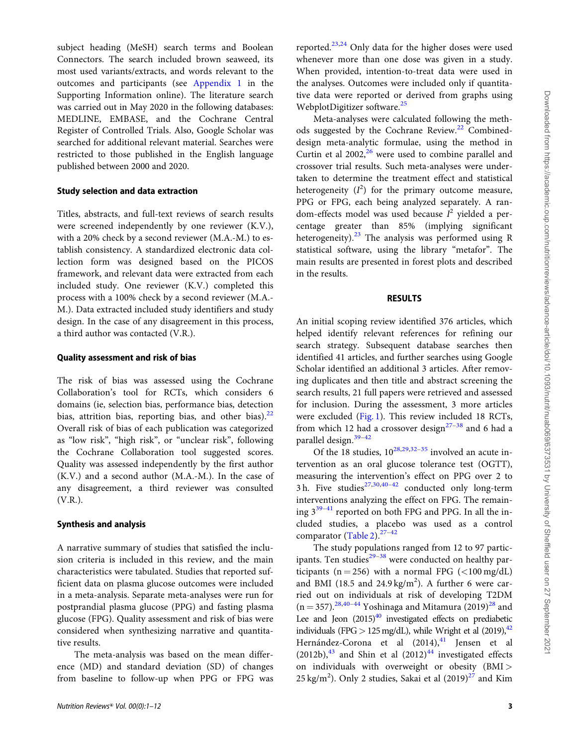subject heading (MeSH) search terms and Boolean Connectors. The search included brown seaweed, its most used variants/extracts, and words relevant to the outcomes and participants (see Appendix 1 in the Supporting Information online). The literature search was carried out in May 2020 in the following databases: MEDLINE, EMBASE, and the Cochrane Central Register of Controlled Trials. Also, Google Scholar was searched for additional relevant material. Searches were restricted to those published in the English language published between 2000 and 2020.

### Study selection and data extraction

Titles, abstracts, and full-text reviews of search results were screened independently by one reviewer (K.V.), with a 20% check by a second reviewer (M.A.-M.) to establish consistency. A standardized electronic data collection form was designed based on the PICOS framework, and relevant data were extracted from each included study. One reviewer (K.V.) completed this process with a 100% check by a second reviewer (M.A.-M.). Data extracted included study identifiers and study design. In the case of any disagreement in this process, a third author was contacted (V.R.).

### Quality assessment and risk of bias

The risk of bias was assessed using the Cochrane Collaboration's tool for RCTs, which considers 6 domains (ie, selection bias, performance bias, detection bias, attrition bias, reporting bias, and other bias).[22] Overall risk of bias of each publication was categorized as "low risk", "high risk", or "unclear risk", following the Cochrane Collaboration tool suggested scores. Quality was assessed independently by the first author (K.V.) and a second author (M.A.-M.). In the case of any disagreement, a third reviewer was consulted (V.R.).

### Synthesis and analysis

A narrative summary of studies that satisfied the inclusion criteria is included in this review, and the main characteristics were tabulated. Studies that reported sufficient data on plasma glucose outcomes were included in a meta-analysis. Separate meta-analyses were run for postprandial plasma glucose (PPG) and fasting plasma glucose (FPG). Quality assessment and risk of bias were considered when synthesizing narrative and quantitative results.

The meta-analysis was based on the mean difference (MD) and standard deviation (SD) of changes from baseline to follow-up when PPG or FPG was reported.[23,24] Only data for the higher doses were used whenever more than one dose was given in a study. When provided, intention-to-treat data were used in the analyses. Outcomes were included only if quantitative data were reported or derived from graphs using WebplotDigitizer software.[25]

Meta-analyses were calculated following the methods suggested by the Cochrane Review.[22] Combined-design meta-analytic formulae, using the method in Curtin et al 2002,[26] were used to combine parallel and crossover trial results. Such meta-analyses were undertaken to determine the treatment effect and statistical heterogeneity ($I^2$) for the primary outcome measure, PPG or FPG, each being analyzed separately. A random-effects model was used because $I^2$ yielded a percentage greater than 85% (implying significant heterogeneity).[23] The analysis was performed using R statistical software, using the library "metafor". The main results are presented in forest plots and described in the results.

## RESULTS

An initial scoping review identified 376 articles, which helped identify relevant references for refining our search strategy. Subsequent database searches then identified 41 articles, and further searches using Google Scholar identified an additional 3 articles. After removing duplicates and then title and abstract screening the search results, 21 full papers were retrieved and assessed for inclusion. During the assessment, 3 more articles were excluded (Fig. 1). This review included 18 RCTs, from which 12 had a crossover design[27–38] and 6 had a parallel design.[39–42]

Of the 18 studies, 10[28,29,32–35] involved an acute intervention as an oral glucose tolerance test (OGTT), measuring the intervention's effect on PPG over 2 to 3 h. Five studies[27,30,40–42] conducted only long-term interventions analyzing the effect on FPG. The remaining 3[39–41] reported on both FPG and PPG. In all the included studies, a placebo was used as a control comparator (Table 2).[27–42]

The study populations ranged from 12 to 97 participants. Ten studies[29–38] were conducted on healthy participants (n = 256) with a normal FPG (<100 mg/dL) and BMI (18.5 and 24.9 kg/m$^2$). A further 6 were carried out on individuals at risk of developing T2DM (n = 357).[28,40–44] Yoshinaga and Mitamura (2019)[28] and Lee and Jeon (2015)[40] investigated effects on prediabetic individuals (FPG > 125 mg/dL), while Wright et al (2019),[42] Hernández-Corona et al (2014),[41] Jensen et al (2012b),[43] and Shin et al (2012)[44] investigated effects on individuals with overweight or obesity (BMI > 25 kg/m$^2$). Only 2 studies, Sakai et al (2019)[27] and Kim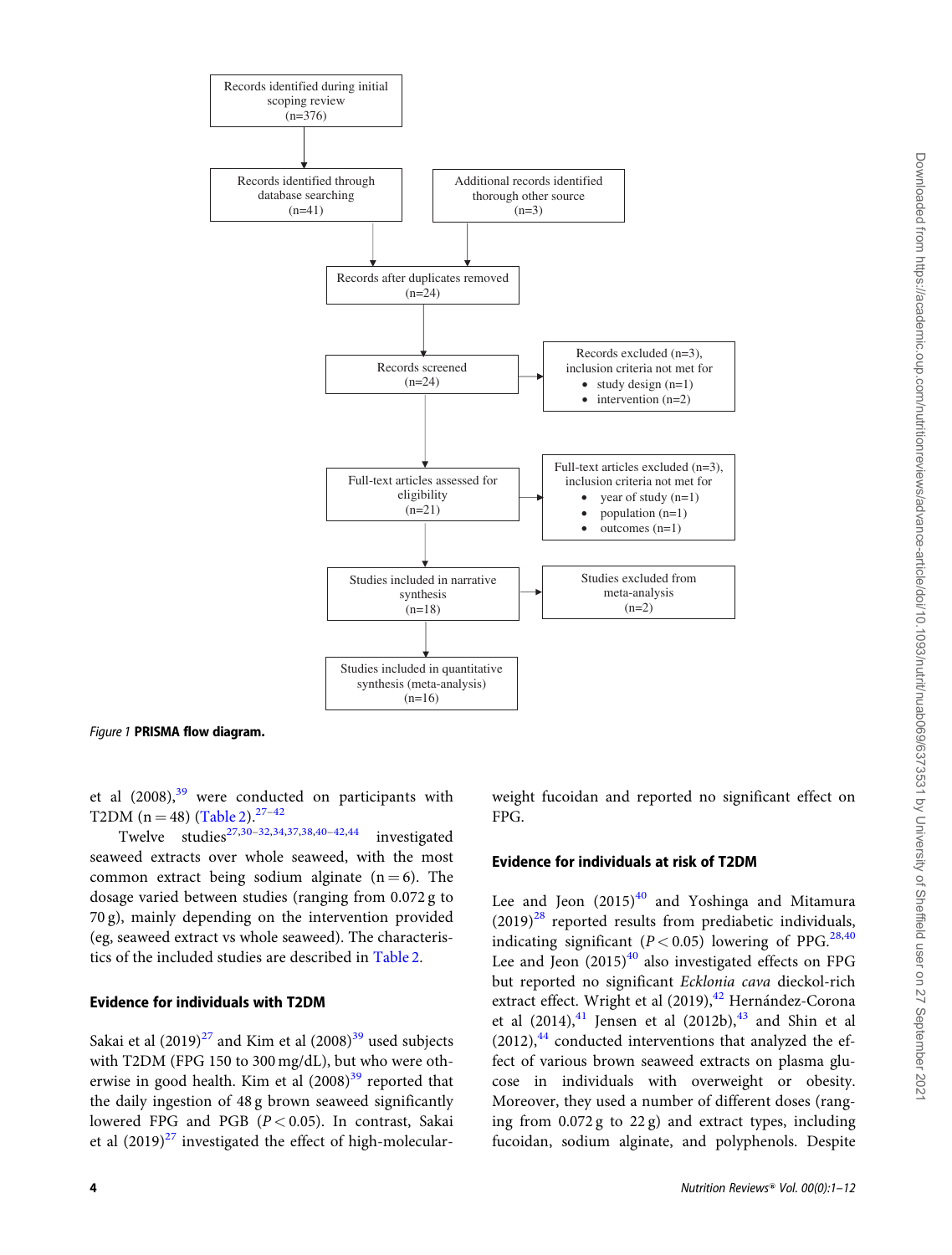Records identified during initial scoping review (n=376)

Records identified through database searching (n=41)

Additional records identified thorough other source (n=3)

Records after duplicates removed (n=24)

Records screened (n=24)

Records excluded (n=3), inclusion criteria not met for
- study design (n=1)
- intervention (n=2)

Full-text articles assessed for eligibility (n=21)

Full-text articles excluded (n=3), inclusion criteria not met for
- year of study (n=1)
- population (n=1)
- outcomes (n=1)

Studies included in narrative synthesis (n=18)

Studies excluded from meta-analysis (n=2)

Studies included in quantitative synthesis (meta-analysis) (n=16)

*Figure 1* **PRISMA flow diagram.**

et al (2008),[39] were conducted on participants with T2DM (n = 48) (Table 2).[27–42]

Twelve studies[27,30–32,34,37,38,40–42,44] investigated seaweed extracts over whole seaweed, with the most common extract being sodium alginate (n = 6). The dosage varied between studies (ranging from 0.072 g to 70 g), mainly depending on the intervention provided (eg, seaweed extract vs whole seaweed). The characteristics of the included studies are described in Table 2.

### Evidence for individuals with T2DM

Sakai et al (2019)[27] and Kim et al (2008)[39] used subjects with T2DM (FPG 150 to 300 mg/dL), but who were otherwise in good health. Kim et al (2008)[39] reported that the daily ingestion of 48 g brown seaweed significantly lowered FPG and PGB ($P < 0.05$). In contrast, Sakai et al (2019)[27] investigated the effect of high-molecular-weight fucoidan and reported no significant effect on FPG.

### Evidence for individuals at risk of T2DM

Lee and Jeon (2015)[40] and Yoshinga and Mitamura (2019)[28] reported results from prediabetic individuals, indicating significant ($P < 0.05$) lowering of PPG.[28,40] Lee and Jeon (2015)[40] also investigated effects on FPG but reported no significant *Ecklonia cava* dieckol-rich extract effect. Wright et al (2019),[42] Hernández-Corona et al (2014),[41] Jensen et al (2012b),[43] and Shin et al (2012),[44] conducted interventions that analyzed the effect of various brown seaweed extracts on plasma glucose in individuals with overweight or obesity. Moreover, they used a number of different doses (ranging from 0.072 g to 22 g) and extract types, including fucoidan, sodium alginate, and polyphenols. Despite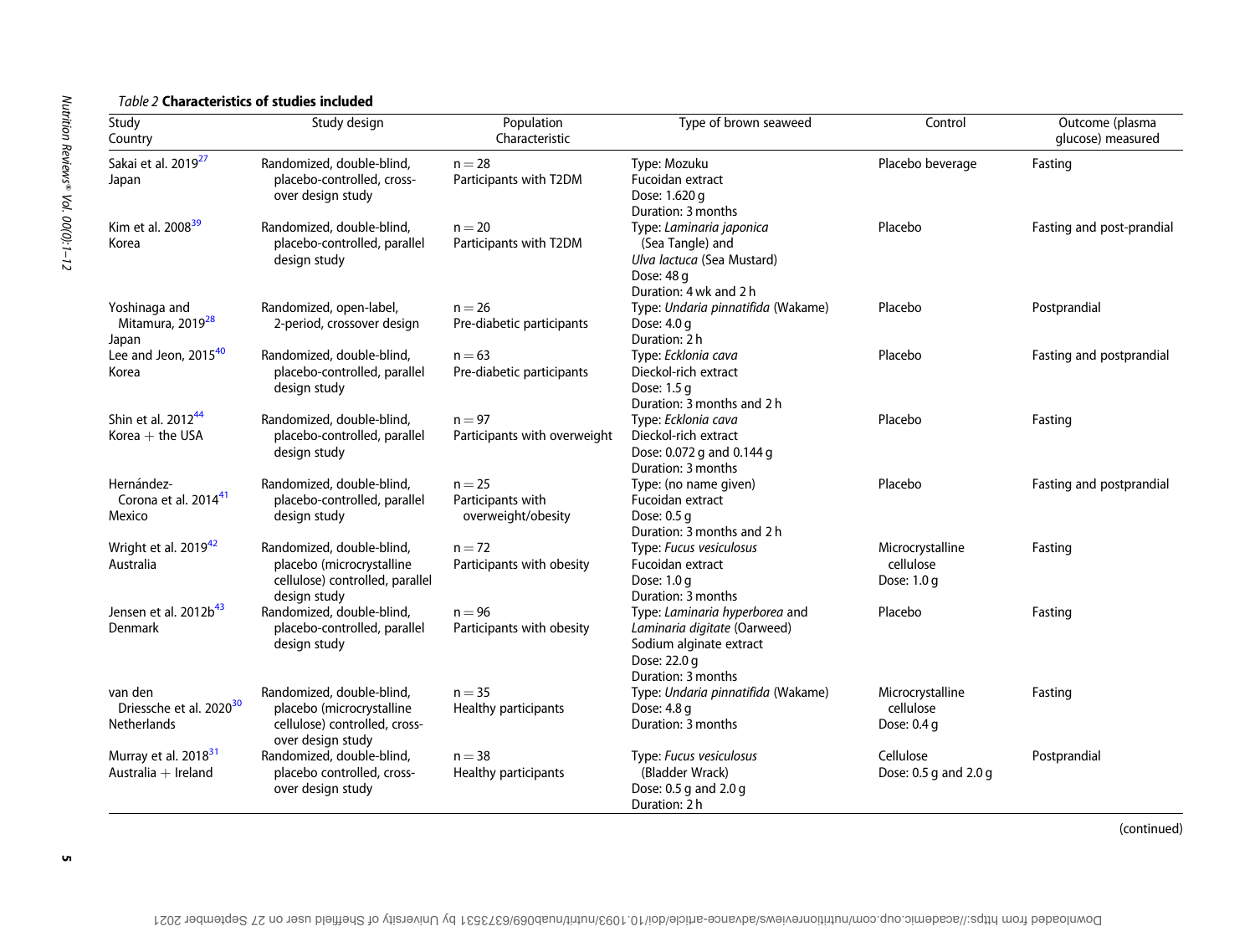*Table 2* **Characteristics of studies included**

| Study<br>Country | Study design | Population<br>Characteristic | Type of brown seaweed | Control | Outcome (plasma glucose) measured |
|---|---|---|---|---|---|
| Sakai et al. 2019[27]<br>Japan | Randomized, double-blind, placebo-controlled, cross-over design study | n = 28<br>Participants with T2DM | Type: Mozuku<br>Fucoidan extract<br>Dose: 1.620 g<br>Duration: 3 months | Placebo beverage | Fasting |
| Kim et al. 2008[39]<br>Korea | Randomized, double-blind, placebo-controlled, parallel design study | n = 20<br>Participants with T2DM | Type: *Laminaria japonica* (Sea Tangle) and *Ulva lactuca* (Sea Mustard)<br>Dose: 48 g<br>Duration: 4 wk and 2 h | Placebo | Fasting and post-prandial |
| Yoshinaga and Mitamura, 2019[28]<br>Japan | Randomized, open-label, 2-period, crossover design | n = 26<br>Pre-diabetic participants | Type: *Undaria pinnatifida* (Wakame)<br>Dose: 4.0 g<br>Duration: 2 h | Placebo | Postprandial |
| Lee and Jeon, 2015[40]<br>Korea | Randomized, double-blind, placebo-controlled, parallel design study | n = 63<br>Pre-diabetic participants | Type: *Ecklonia cava*<br>Dieckol-rich extract<br>Dose: 1.5 g<br>Duration: 3 months and 2 h | Placebo | Fasting and postprandial |
| Shin et al. 2012[44]<br>Korea + the USA | Randomized, double-blind, placebo-controlled, parallel design study | n = 97<br>Participants with overweight | Type: *Ecklonia cava*<br>Dieckol-rich extract<br>Dose: 0.072 g and 0.144 g<br>Duration: 3 months | Placebo | Fasting |
| Hernández-Corona et al. 2014[41]<br>Mexico | Randomized, double-blind, placebo-controlled, parallel design study | n = 25<br>Participants with overweight/obesity | Type: (no name given)<br>Fucoidan extract<br>Dose: 0.5 g<br>Duration: 3 months and 2 h | Placebo | Fasting and postprandial |
| Wright et al. 2019[42]<br>Australia | Randomized, double-blind, placebo (microcrystalline cellulose) controlled, parallel design study | n = 72<br>Participants with obesity | Type: *Fucus vesiculosus*<br>Fucoidan extract<br>Dose: 1.0 g<br>Duration: 3 months | Microcrystalline cellulose<br>Dose: 1.0 g | Fasting |
| Jensen et al. 2012b[43]<br>Denmark | Randomized, double-blind, placebo-controlled, parallel design study | n = 96<br>Participants with obesity | Type: *Laminaria hyperborea* and *Laminaria digitate* (Oarweed)<br>Sodium alginate extract<br>Dose: 22.0 g<br>Duration: 3 months | Placebo | Fasting |
| van den Driessche et al. 2020[30]<br>Netherlands | Randomized, double-blind, placebo (microcrystalline cellulose) controlled, cross-over design study | n = 35<br>Healthy participants | Type: *Undaria pinnatifida* (Wakame)<br>Dose: 4.8 g<br>Duration: 3 months | Microcrystalline cellulose<br>Dose: 0.4 g | Fasting |
| Murray et al. 2018[31]<br>Australia + Ireland | Randomized, double-blind, placebo controlled, cross-over design study | n = 38<br>Healthy participants | Type: *Fucus vesiculosus* (Bladder Wrack)<br>Dose: 0.5 g and 2.0 g<br>Duration: 2 h | Cellulose<br>Dose: 0.5 g and 2.0 g | Postprandial |

(continued)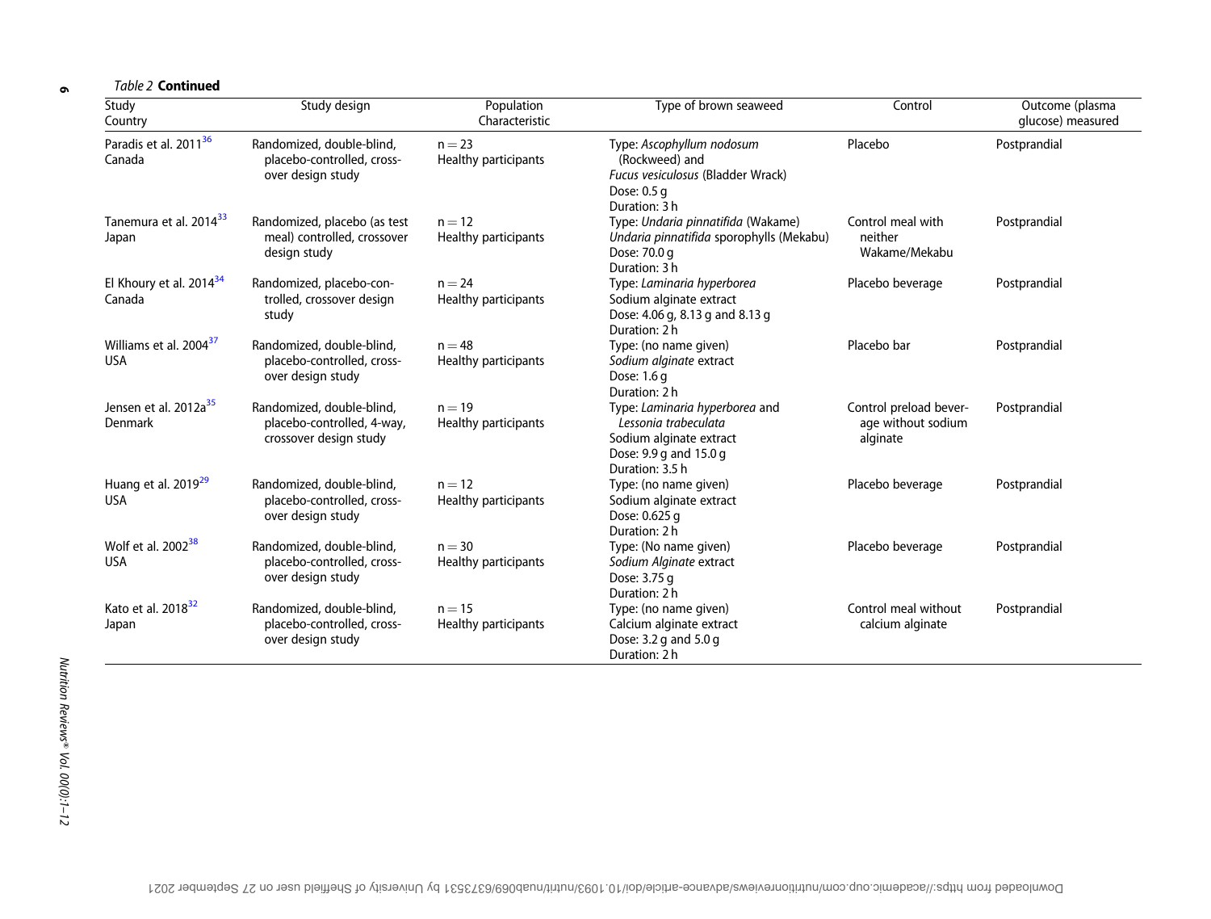*Table 2* **Continued**

| Study Country | Study design | Population Characteristic | Type of brown seaweed | Control | Outcome (plasma glucose) measured |
|---|---|---|---|---|---|
| Paradis et al. 2011[36] Canada | Randomized, double-blind, placebo-controlled, cross-over design study | n = 23 Healthy participants | Type: *Ascophyllum nodosum* (Rockweed) and *Fucus vesiculosus* (Bladder Wrack) Dose: 0.5 g Duration: 3 h | Placebo | Postprandial |
| Tanemura et al. 2014[33] Japan | Randomized, placebo (as test meal) controlled, crossover design study | n = 12 Healthy participants | Type: *Undaria pinnatifida* (Wakame) *Undaria pinnatifida* sporophylls (Mekabu) Dose: 70.0 g Duration: 3 h | Control meal with neither Wakame/Mekabu | Postprandial |
| El Khoury et al. 2014[34] Canada | Randomized, placebo-controlled, crossover design study | n = 24 Healthy participants | Type: *Laminaria hyperborea* Sodium alginate extract Dose: 4.06 g, 8.13 g and 8.13 g Duration: 2 h | Placebo beverage | Postprandial |
| Williams et al. 2004[37] USA | Randomized, double-blind, placebo-controlled, cross-over design study | n = 48 Healthy participants | Type: (no name given) *Sodium alginate* extract Dose: 1.6 g Duration: 2 h | Placebo bar | Postprandial |
| Jensen et al. 2012a[35] Denmark | Randomized, double-blind, placebo-controlled, 4-way, crossover design study | n = 19 Healthy participants | Type: *Laminaria hyperborea* and *Lessonia trabeculata* Sodium alginate extract Dose: 9.9 g and 15.0 g Duration: 3.5 h | Control preload beverage without sodium alginate | Postprandial |
| Huang et al. 2019[29] USA | Randomized, double-blind, placebo-controlled, cross-over design study | n = 12 Healthy participants | Type: (no name given) Sodium alginate extract Dose: 0.625 g Duration: 2 h | Placebo beverage | Postprandial |
| Wolf et al. 2002[38] USA | Randomized, double-blind, placebo-controlled, cross-over design study | n = 30 Healthy participants | Type: (No name given) *Sodium Alginate* extract Dose: 3.75 g Duration: 2 h | Placebo beverage | Postprandial |
| Kato et al. 2018[32] Japan | Randomized, double-blind, placebo-controlled, cross-over design study | n = 15 Healthy participants | Type: (no name given) Calcium alginate extract Dose: 3.2 g and 5.0 g Duration: 2 h | Control meal without calcium alginate | Postprandial |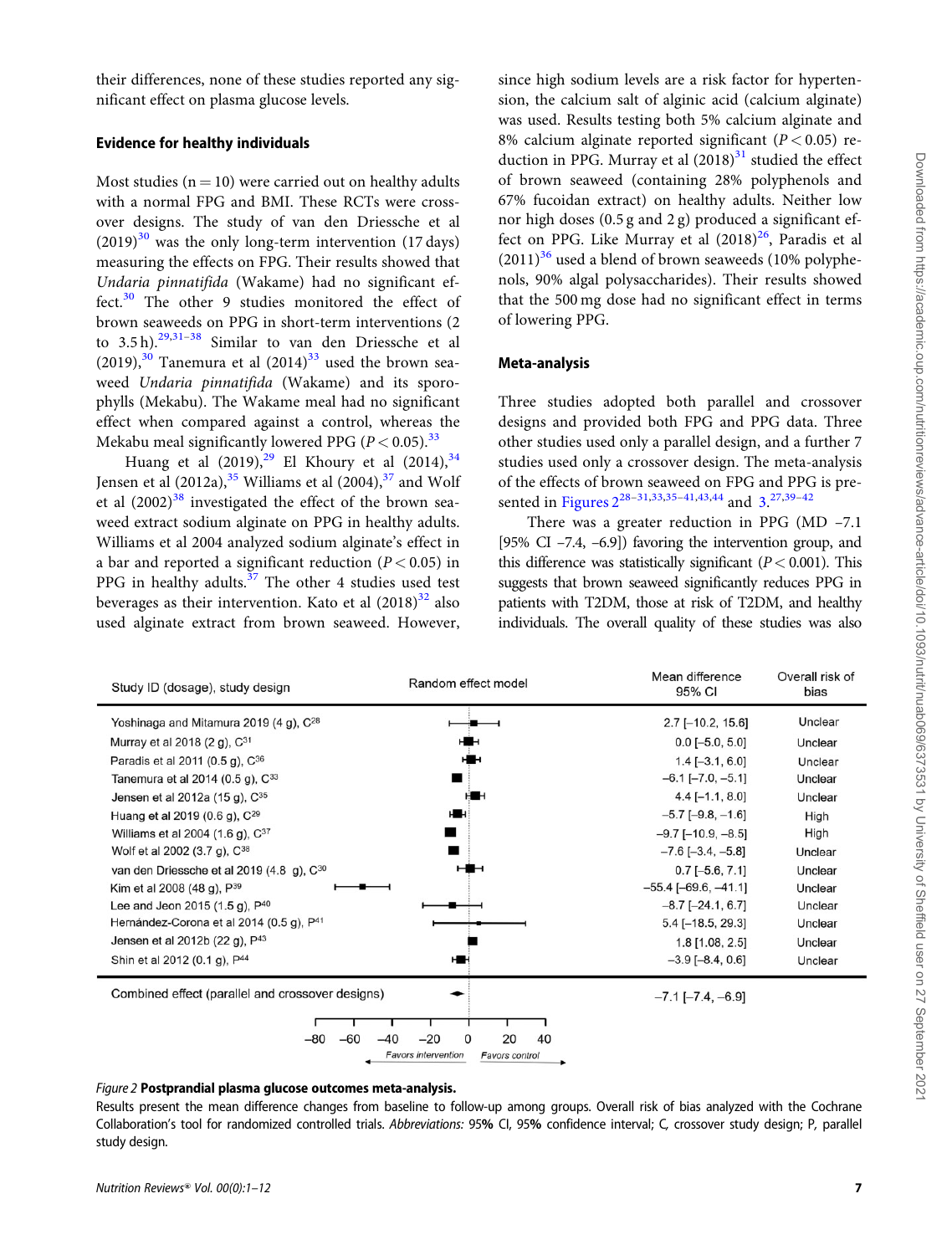their differences, none of these studies reported any significant effect on plasma glucose levels.

### Evidence for healthy individuals

Most studies (n = 10) were carried out on healthy adults with a normal FPG and BMI. These RCTs were crossover designs. The study of van den Driessche et al (2019)[30] was the only long-term intervention (17 days) measuring the effects on FPG. Their results showed that *Undaria pinnatifida* (Wakame) had no significant effect.[30] The other 9 studies monitored the effect of brown seaweeds on PPG in short-term interventions (2 to 3.5 h).[29,31–38] Similar to van den Driessche et al (2019),[30] Tanemura et al (2014)[33] used the brown seaweed *Undaria pinnatifida* (Wakame) and its sporophylls (Mekabu). The Wakame meal had no significant effect when compared against a control, whereas the Mekabu meal significantly lowered PPG ($P < 0.05$).[33]

Huang et al (2019),[29] El Khoury et al (2014),[34] Jensen et al (2012a),[35] Williams et al (2004),[37] and Wolf et al (2002)[38] investigated the effect of the brown seaweed extract sodium alginate on PPG in healthy adults. Williams et al 2004 analyzed sodium alginate's effect in a bar and reported a significant reduction ($P < 0.05$) in PPG in healthy adults.[37] The other 4 studies used test beverages as their intervention. Kato et al (2018)[32] also used alginate extract from brown seaweed. However, since high sodium levels are a risk factor for hypertension, the calcium salt of alginic acid (calcium alginate) was used. Results testing both 5% calcium alginate and 8% calcium alginate reported significant ($P < 0.05$) reduction in PPG. Murray et al (2018)[31] studied the effect of brown seaweed (containing 28% polyphenols and 67% fucoidan extract) on healthy adults. Neither low nor high doses (0.5 g and 2 g) produced a significant effect on PPG. Like Murray et al (2018)[26], Paradis et al (2011)[36] used a blend of brown seaweeds (10% polyphenols, 90% algal polysaccharides). Their results showed that the 500 mg dose had no significant effect in terms of lowering PPG.

### Meta-analysis

Three studies adopted both parallel and crossover designs and provided both FPG and PPG data. Three other studies used only a parallel design, and a further 7 studies used only a crossover design. The meta-analysis of the effects of brown seaweed on FPG and PPG is presented in Figures 2[28–31,33,35–41,43,44] and 3.[27,39–42]

There was a greater reduction in PPG (MD −7.1 [95% CI −7.4, −6.9]) favoring the intervention group, and this difference was statistically significant ($P < 0.001$). This suggests that brown seaweed significantly reduces PPG in patients with T2DM, those at risk of T2DM, and healthy individuals. The overall quality of these studies was also

| Study ID (dosage), study design | Mean difference 95% CI | Overall risk of bias |
|---|---|---|
| Yoshinaga and Mitamura 2019 (4 g), C[28] | 2.7 [−10.2, 15.6] | Unclear |
| Murray et al 2018 (2 g), C[31] | 0.0 [−5.0, 5.0] | Unclear |
| Paradis et al 2011 (0.5 g), C[36] | 1.4 [−3.1, 6.0] | Unclear |
| Tanemura et al 2014 (0.5 g), C[33] | −6.1 [−7.0, −5.1] | Unclear |
| Jensen et al 2012a (15 g), C[35] | 4.4 [−1.1, 8.0] | Unclear |
| Huang et al 2019 (0.6 g), C[29] | −5.7 [−9.8, −1.6] | High |
| Williams et al 2004 (1.6 g), C[37] | −9.7 [−10.9, −8.5] | High |
| Wolf et al 2002 (3.7 g), C[38] | −7.6 [−3.4, −5.8] | Unclear |
| van den Driessche et al 2019 (4.8 g), C[30] | 0.7 [−5.6, 7.1] | Unclear |
| Kim et al 2008 (48 g), P[39] | −55.4 [−69.6, −41.1] | Unclear |
| Lee and Jeon 2015 (1.5 g), P[40] | −8.7 [−24.1, 6.7] | Unclear |
| Hernández-Corona et al 2014 (0.5 g), P[41] | 5.4 [−18.5, 29.3] | Unclear |
| Jensen et al 2012b (22 g), P[43] | 1.8 [1.08, 2.5] | Unclear |
| Shin et al 2012 (0.1 g), P[44] | −3.9 [−8.4, 0.6] | Unclear |
| Combined effect (parallel and crossover designs) | −7.1 [−7.4, −6.9] | |

*Figure 2* **Postprandial plasma glucose outcomes meta-analysis.**
Results present the mean difference changes from baseline to follow-up among groups. Overall risk of bias analyzed with the Cochrane Collaboration's tool for randomized controlled trials. *Abbreviations:* 95% CI, 95% confidence interval; C, crossover study design; P, parallel study design.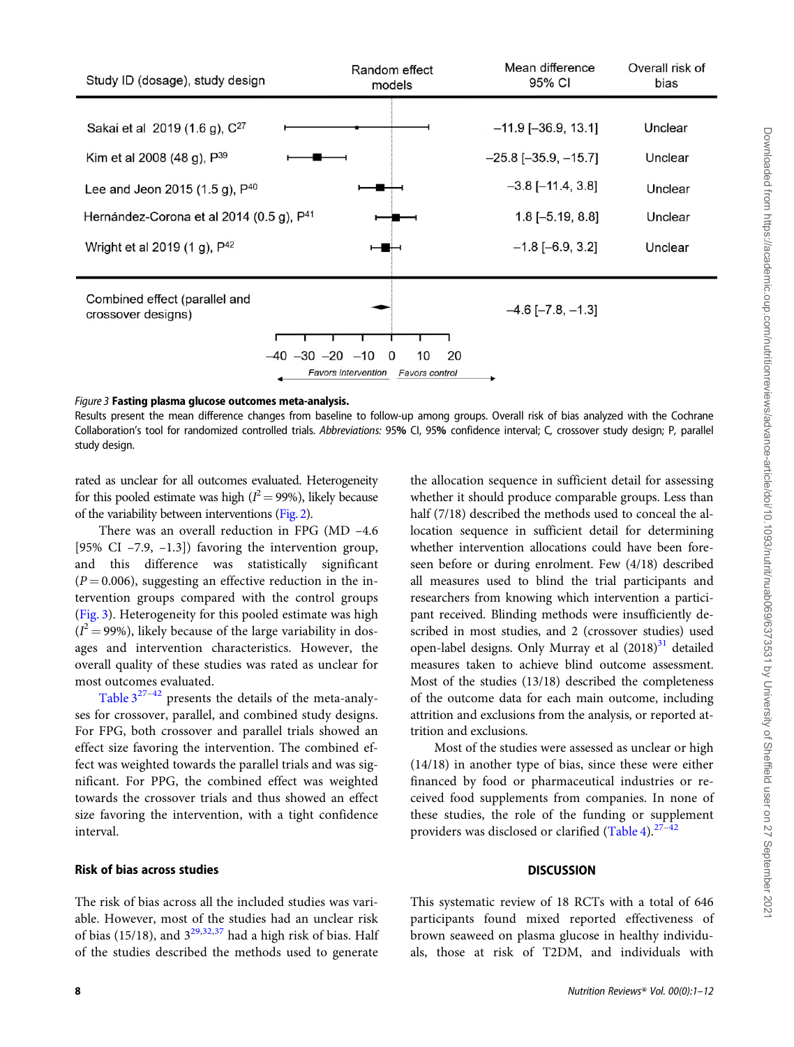| Study ID (dosage), study design | Random effect models | Mean difference 95% CI | Overall risk of bias |
|---|---|---|---|
| Sakai et al 2019 (1.6 g), C[27] | | −11.9 [−36.9, 13.1] | Unclear |
| Kim et al 2008 (48 g), P[39] | | −25.8 [−35.9, −15.7] | Unclear |
| Lee and Jeon 2015 (1.5 g), P[40] | | −3.8 [−11.4, 3.8] | Unclear |
| Hernández-Corona et al 2014 (0.5 g), P[41] | | 1.8 [−5.19, 8.8] | Unclear |
| Wright et al 2019 (1 g), P[42] | | −1.8 [−6.9, 3.2] | Unclear |
| Combined effect (parallel and crossover designs) | | −4.6 [−7.8, −1.3] | |

−40 −30 −20 −10 0 10 20

Favors intervention / Favors control

*Figure 3* **Fasting plasma glucose outcomes meta-analysis.**
Results present the mean difference changes from baseline to follow-up among groups. Overall risk of bias analyzed with the Cochrane Collaboration's tool for randomized controlled trials. *Abbreviations:* 95% CI, 95% confidence interval; C, crossover study design; P, parallel study design.

rated as unclear for all outcomes evaluated. Heterogeneity for this pooled estimate was high ($I^2 = 99\%$), likely because of the variability between interventions (Fig. 2).

There was an overall reduction in FPG (MD −4.6 [95% CI −7.9, −1.3]) favoring the intervention group, and this difference was statistically significant ($P = 0.006$), suggesting an effective reduction in the intervention groups compared with the control groups (Fig. 3). Heterogeneity for this pooled estimate was high ($I^2 = 99\%$), likely because of the large variability in dosages and intervention characteristics. However, the overall quality of these studies was rated as unclear for most outcomes evaluated.

Table 3[27–42] presents the details of the meta-analyses for crossover, parallel, and combined study designs. For FPG, both crossover and parallel trials showed an effect size favoring the intervention. The combined effect was weighted towards the parallel trials and was significant. For PPG, the combined effect was weighted towards the crossover trials and thus showed an effect size favoring the intervention, with a tight confidence interval.

### Risk of bias across studies

The risk of bias across all the included studies was variable. However, most of the studies had an unclear risk of bias (15/18), and 3[29,32,37] had a high risk of bias. Half of the studies described the methods used to generate the allocation sequence in sufficient detail for assessing whether it should produce comparable groups. Less than half (7/18) described the methods used to conceal the allocation sequence in sufficient detail for determining whether intervention allocations could have been foreseen before or during enrolment. Few (4/18) described all measures used to blind the trial participants and researchers from knowing which intervention a participant received. Blinding methods were insufficiently described in most studies, and 2 (crossover studies) used open-label designs. Only Murray et al (2018)[31] detailed measures taken to achieve blind outcome assessment. Most of the studies (13/18) described the completeness of the outcome data for each main outcome, including attrition and exclusions from the analysis, or reported attrition and exclusions.

Most of the studies were assessed as unclear or high (14/18) in another type of bias, since these were either financed by food or pharmaceutical industries or received food supplements from companies. In none of these studies, the role of the funding or supplement providers was disclosed or clarified (Table 4).[27–42]

## DISCUSSION

This systematic review of 18 RCTs with a total of 646 participants found mixed reported effectiveness of brown seaweed on plasma glucose in healthy individuals, those at risk of T2DM, and individuals with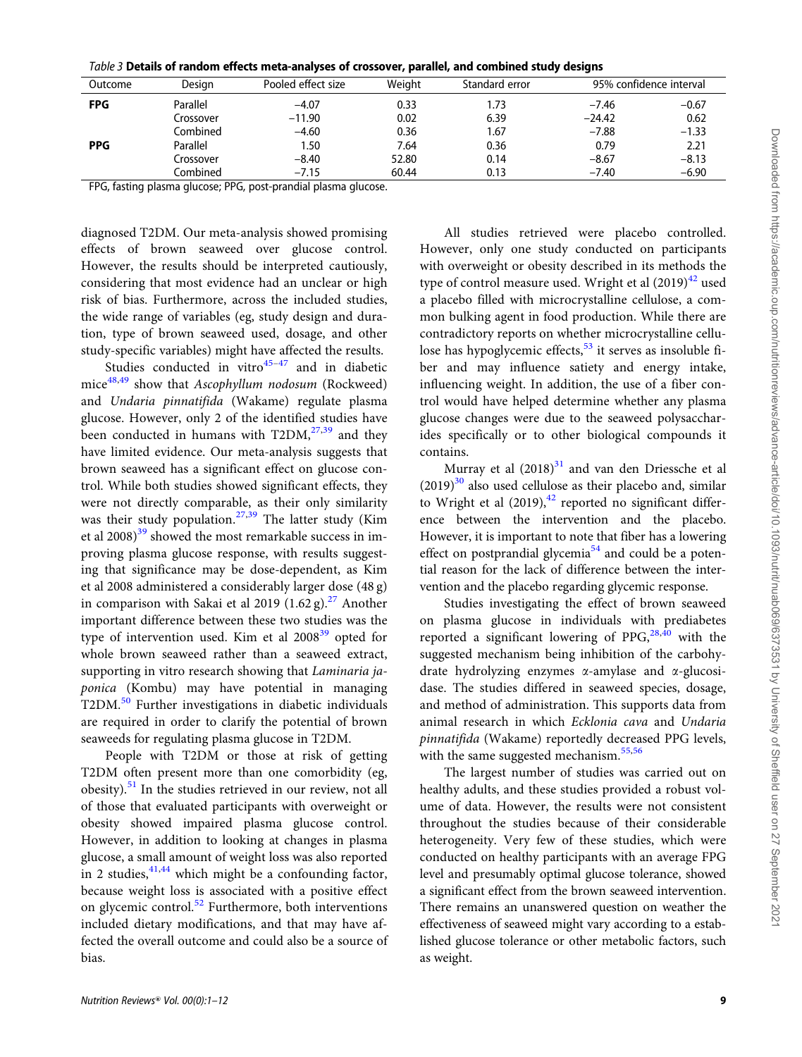*Table 3* **Details of random effects meta-analyses of crossover, parallel, and combined study designs**

| Outcome | Design | Pooled effect size | Weight | Standard error | 95% confidence interval | |
|---|---|---|---|---|---|---|
| **FPG** | Parallel | −4.07 | 0.33 | 1.73 | −7.46 | −0.67 |
| | Crossover | −11.90 | 0.02 | 6.39 | −24.42 | 0.62 |
| | Combined | −4.60 | 0.36 | 1.67 | −7.88 | −1.33 |
| **PPG** | Parallel | 1.50 | 7.64 | 0.36 | 0.79 | 2.21 |
| | Crossover | −8.40 | 52.80 | 0.14 | −8.67 | −8.13 |
| | Combined | −7.15 | 60.44 | 0.13 | −7.40 | −6.90 |

FPG, fasting plasma glucose; PPG, post-prandial plasma glucose.

diagnosed T2DM. Our meta-analysis showed promising effects of brown seaweed over glucose control. However, the results should be interpreted cautiously, considering that most evidence had an unclear or high risk of bias. Furthermore, across the included studies, the wide range of variables (eg, study design and duration, type of brown seaweed used, dosage, and other study-specific variables) might have affected the results.

Studies conducted in vitro[45–47] and in diabetic mice[48,49] show that *Ascophyllum nodosum* (Rockweed) and *Undaria pinnatifida* (Wakame) regulate plasma glucose. However, only 2 of the identified studies have been conducted in humans with T2DM,[27,39] and they have limited evidence. Our meta-analysis suggests that brown seaweed has a significant effect on glucose control. While both studies showed significant effects, they were not directly comparable, as their only similarity was their study population.[27,39] The latter study (Kim et al 2008)[39] showed the most remarkable success in improving plasma glucose response, with results suggesting that significance may be dose-dependent, as Kim et al 2008 administered a considerably larger dose (48 g) in comparison with Sakai et al 2019 (1.62 g).[27] Another important difference between these two studies was the type of intervention used. Kim et al 2008[39] opted for whole brown seaweed rather than a seaweed extract, supporting in vitro research showing that *Laminaria japonica* (Kombu) may have potential in managing T2DM.[50] Further investigations in diabetic individuals are required in order to clarify the potential of brown seaweeds for regulating plasma glucose in T2DM.

People with T2DM or those at risk of getting T2DM often present more than one comorbidity (eg, obesity).[51] In the studies retrieved in our review, not all of those that evaluated participants with overweight or obesity showed impaired plasma glucose control. However, in addition to looking at changes in plasma glucose, a small amount of weight loss was also reported in 2 studies,[41,44] which might be a confounding factor, because weight loss is associated with a positive effect on glycemic control.[52] Furthermore, both interventions included dietary modifications, and that may have affected the overall outcome and could also be a source of bias.

All studies retrieved were placebo controlled. However, only one study conducted on participants with overweight or obesity described in its methods the type of control measure used. Wright et al (2019)[42] used a placebo filled with microcrystalline cellulose, a common bulking agent in food production. While there are contradictory reports on whether microcrystalline cellulose has hypoglycemic effects,[53] it serves as insoluble fiber and may influence satiety and energy intake, influencing weight. In addition, the use of a fiber control would have helped determine whether any plasma glucose changes were due to the seaweed polysaccharides specifically or to other biological compounds it contains.

Murray et al (2018)[31] and van den Driessche et al (2019)[30] also used cellulose as their placebo and, similar to Wright et al (2019),[42] reported no significant difference between the intervention and the placebo. However, it is important to note that fiber has a lowering effect on postprandial glycemia[54] and could be a potential reason for the lack of difference between the intervention and the placebo regarding glycemic response.

Studies investigating the effect of brown seaweed on plasma glucose in individuals with prediabetes reported a significant lowering of PPG,[28,40] with the suggested mechanism being inhibition of the carbohydrate hydrolyzing enzymes α-amylase and α-glucosidase. The studies differed in seaweed species, dosage, and method of administration. This supports data from animal research in which *Ecklonia cava* and *Undaria pinnatifida* (Wakame) reportedly decreased PPG levels, with the same suggested mechanism.[55,56]

The largest number of studies was carried out on healthy adults, and these studies provided a robust volume of data. However, the results were not consistent throughout the studies because of their considerable heterogeneity. Very few of these studies, which were conducted on healthy participants with an average FPG level and presumably optimal glucose tolerance, showed a significant effect from the brown seaweed intervention. There remains an unanswered question on weather the effectiveness of seaweed might vary according to a established glucose tolerance or other metabolic factors, such as weight.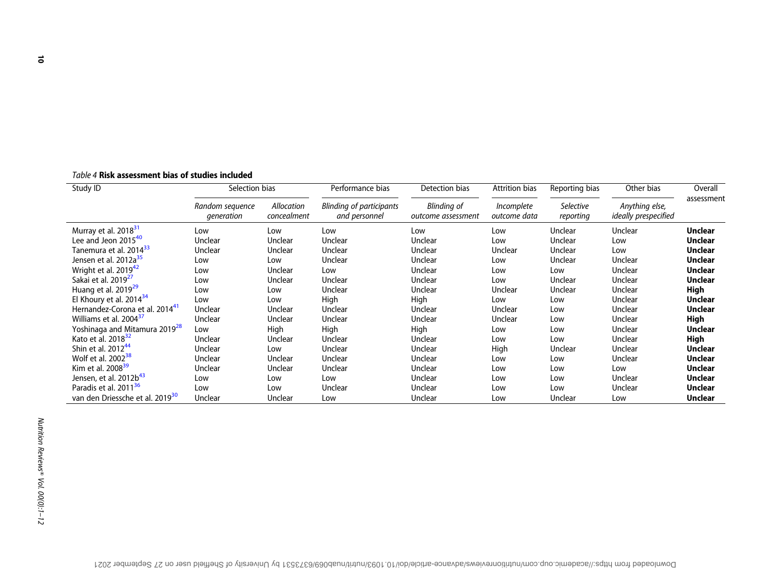*Table 4* **Risk assessment bias of studies included**

| Study ID | Selection bias | | Performance bias | Detection bias | Attrition bias | Reporting bias | Other bias | Overall assessment |
|---|---|---|---|---|---|---|---|---|
| | *Random sequence generation* | *Allocation concealment* | *Blinding of participants and personnel* | *Blinding of outcome assessment* | *Incomplete outcome data* | *Selective reporting* | *Anything else, ideally prespecified* | |
| Murray et al. 2018[31] | Low | Low | Low | Low | Low | Unclear | Unclear | **Unclear** |
| Lee and Jeon 2015[40] | Unclear | Unclear | Unclear | Unclear | Low | Unclear | Low | **Unclear** |
| Tanemura et al. 2014[33] | Unclear | Unclear | Unclear | Unclear | Unclear | Unclear | Low | **Unclear** |
| Jensen et al. 2012a[35] | Low | Low | Unclear | Unclear | Low | Unclear | Unclear | **Unclear** |
| Wright et al. 2019[42] | Low | Unclear | Low | Unclear | Low | Low | Unclear | **Unclear** |
| Sakai et al. 2019[27] | Low | Unclear | Unclear | Unclear | Low | Unclear | Unclear | **Unclear** |
| Huang et al. 2019[29] | Low | Low | Unclear | Unclear | Unclear | Unclear | Unclear | **High** |
| El Khoury et al. 2014[34] | Low | Low | High | High | Low | Low | Unclear | **Unclear** |
| Hernandez-Corona et al. 2014[41] | Unclear | Unclear | Unclear | Unclear | Unclear | Low | Unclear | **Unclear** |
| Williams et al. 2004[37] | Unclear | Unclear | Unclear | Unclear | Unclear | Low | Unclear | **High** |
| Yoshinaga and Mitamura 2019[28] | Low | High | High | High | Low | Low | Unclear | **Unclear** |
| Kato et al. 2018[32] | Unclear | Unclear | Unclear | Unclear | Low | Low | Unclear | **High** |
| Shin et al. 2012[44] | Unclear | Low | Unclear | Unclear | High | Unclear | Unclear | **Unclear** |
| Wolf et al. 2002[38] | Unclear | Unclear | Unclear | Unclear | Low | Low | Unclear | **Unclear** |
| Kim et al. 2008[39] | Unclear | Unclear | Unclear | Unclear | Low | Low | Low | **Unclear** |
| Jensen, et al. 2012b[43] | Low | Low | Low | Unclear | Low | Low | Unclear | **Unclear** |
| Paradis et al. 2011[36] | Low | Low | Unclear | Unclear | Low | Low | Unclear | **Unclear** |
| van den Driessche et al. 2019[30] | Unclear | Unclear | Low | Unclear | Low | Unclear | Low | **Unclear** |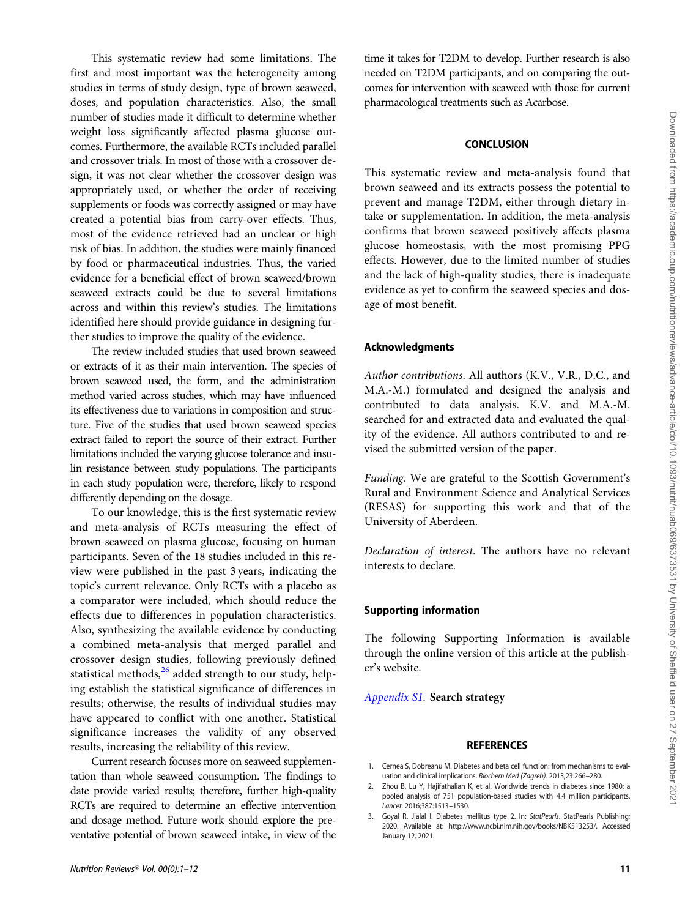This systematic review had some limitations. The first and most important was the heterogeneity among studies in terms of study design, type of brown seaweed, doses, and population characteristics. Also, the small number of studies made it difficult to determine whether weight loss significantly affected plasma glucose outcomes. Furthermore, the available RCTs included parallel and crossover trials. In most of those with a crossover design, it was not clear whether the crossover design was appropriately used, or whether the order of receiving supplements or foods was correctly assigned or may have created a potential bias from carry-over effects. Thus, most of the evidence retrieved had an unclear or high risk of bias. In addition, the studies were mainly financed by food or pharmaceutical industries. Thus, the varied evidence for a beneficial effect of brown seaweed/brown seaweed extracts could be due to several limitations across and within this review's studies. The limitations identified here should provide guidance in designing further studies to improve the quality of the evidence.

The review included studies that used brown seaweed or extracts of it as their main intervention. The species of brown seaweed used, the form, and the administration method varied across studies, which may have influenced its effectiveness due to variations in composition and structure. Five of the studies that used brown seaweed species extract failed to report the source of their extract. Further limitations included the varying glucose tolerance and insulin resistance between study populations. The participants in each study population were, therefore, likely to respond differently depending on the dosage.

To our knowledge, this is the first systematic review and meta-analysis of RCTs measuring the effect of brown seaweed on plasma glucose, focusing on human participants. Seven of the 18 studies included in this review were published in the past 3 years, indicating the topic's current relevance. Only RCTs with a placebo as a comparator were included, which should reduce the effects due to differences in population characteristics. Also, synthesizing the available evidence by conducting a combined meta-analysis that merged parallel and crossover design studies, following previously defined statistical methods,[26] added strength to our study, helping establish the statistical significance of differences in results; otherwise, the results of individual studies may have appeared to conflict with one another. Statistical significance increases the validity of any observed results, increasing the reliability of this review.

Current research focuses more on seaweed supplementation than whole seaweed consumption. The findings to date provide varied results; therefore, further high-quality RCTs are required to determine an effective intervention and dosage method. Future work should explore the preventative potential of brown seaweed intake, in view of the time it takes for T2DM to develop. Further research is also needed on T2DM participants, and on comparing the outcomes for intervention with seaweed with those for current pharmacological treatments such as Acarbose.

## CONCLUSION

This systematic review and meta-analysis found that brown seaweed and its extracts possess the potential to prevent and manage T2DM, either through dietary intake or supplementation. In addition, the meta-analysis confirms that brown seaweed positively affects plasma glucose homeostasis, with the most promising PPG effects. However, due to the limited number of studies and the lack of high-quality studies, there is inadequate evidence as yet to confirm the seaweed species and dosage of most benefit.

### Acknowledgments

*Author contributions.* All authors (K.V., V.R., D.C., and M.A.-M.) formulated and designed the analysis and contributed to data analysis. K.V. and M.A.-M. searched for and extracted data and evaluated the quality of the evidence. All authors contributed to and revised the submitted version of the paper.

*Funding.* We are grateful to the Scottish Government's Rural and Environment Science and Analytical Services (RESAS) for supporting this work and that of the University of Aberdeen.

*Declaration of interest.* The authors have no relevant interests to declare.

### Supporting information

The following Supporting Information is available through the online version of this article at the publisher's website.

*Appendix S1.* **Search strategy**

## REFERENCES

1. Cernea S, Dobreanu M. Diabetes and beta cell function: from mechanisms to evaluation and clinical implications. *Biochem Med (Zagreb).* 2013;23:266–280.
2. Zhou B, Lu Y, Hajifathalian K, et al. Worldwide trends in diabetes since 1980: a pooled analysis of 751 population-based studies with 4.4 million participants. *Lancet.* 2016;387:1513–1530.
3. Goyal R, Jialal I. Diabetes mellitus type 2. In: *StatPearls*. StatPearls Publishing; 2020. Available at: http://www.ncbi.nlm.nih.gov/books/NBK513253/. Accessed January 12, 2021.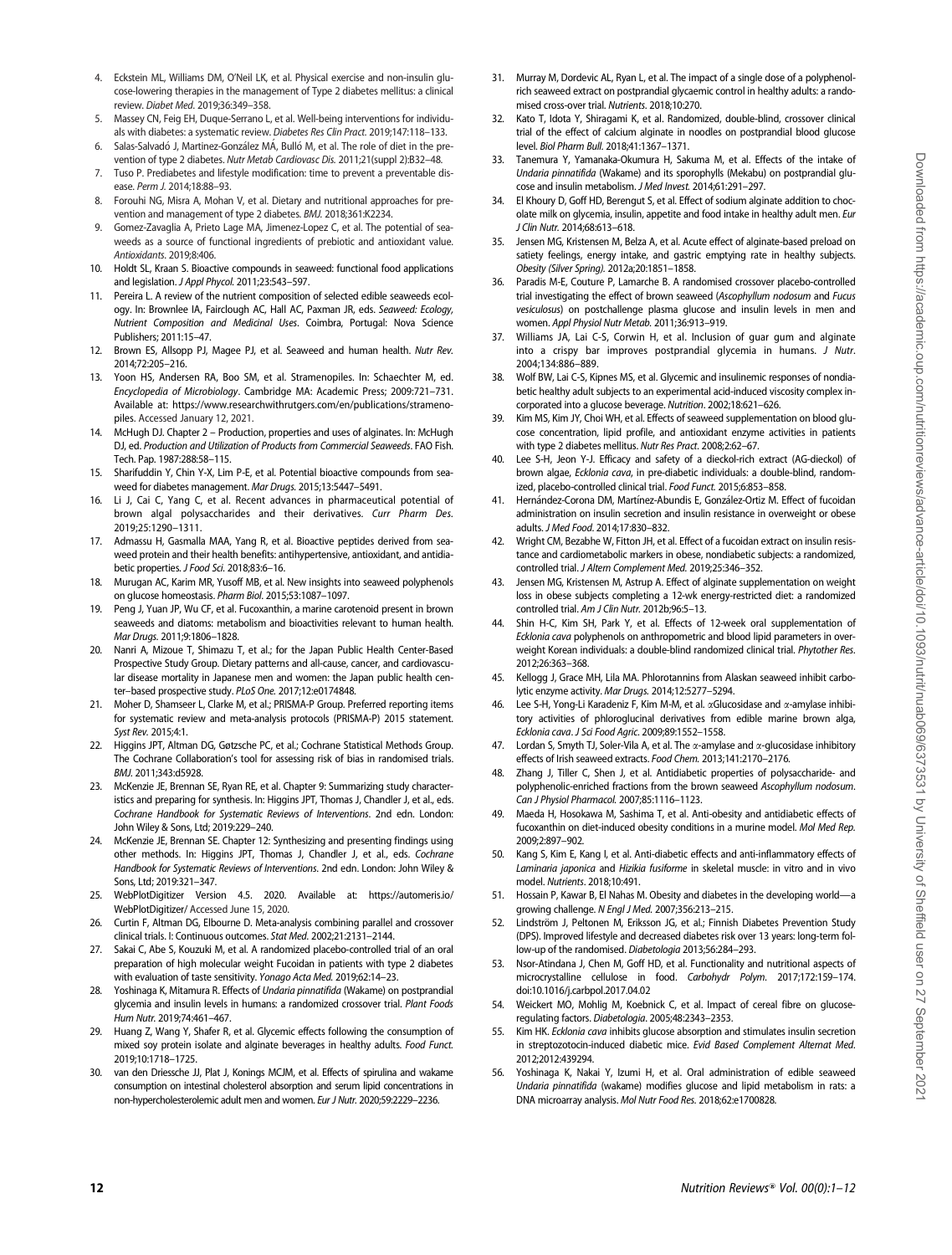4. Eckstein ML, Williams DM, O'Neil LK, et al. Physical exercise and non-insulin glucose-lowering therapies in the management of Type 2 diabetes mellitus: a clinical review. *Diabet Med*. 2019;36:349–358.
5. Massey CN, Feig EH, Duque-Serrano L, et al. Well-being interventions for individuals with diabetes: a systematic review. *Diabetes Res Clin Pract*. 2019;147:118–133.
6. Salas-Salvadó J, Martinez-González MÁ, Bulló M, et al. The role of diet in the prevention of type 2 diabetes. *Nutr Metab Cardiovasc Dis*. 2011;21(suppl 2):B32–48.
7. Tuso P. Prediabetes and lifestyle modification: time to prevent a preventable disease. *Perm J*. 2014;18:88–93.
8. Forouhi NG, Misra A, Mohan V, et al. Dietary and nutritional approaches for prevention and management of type 2 diabetes. *BMJ*. 2018;361:K2234.
9. Gomez-Zavaglia A, Prieto Lage MA, Jimenez-Lopez C, et al. The potential of seaweeds as a source of functional ingredients of prebiotic and antioxidant value. *Antioxidants*. 2019;8:406.
10. Holdt SL, Kraan S. Bioactive compounds in seaweed: functional food applications and legislation. *J Appl Phycol*. 2011;23:543–597.
11. Pereira L. A review of the nutrient composition of selected edible seaweeds ecology. In: Brownlee IA, Fairclough AC, Hall AC, Paxman JR, eds. *Seaweed: Ecology, Nutrient Composition and Medicinal Uses*. Coimbra, Portugal: Nova Science Publishers; 2011:15–47.
12. Brown ES, Allsopp PJ, Magee PJ, et al. Seaweed and human health. *Nutr Rev*. 2014;72:205–216.
13. Yoon HS, Andersen RA, Boo SM, et al. Stramenopiles. In: Schaechter M, ed. *Encyclopedia of Microbiology*. Cambridge MA: Academic Press; 2009:721–731. Available at: https://www.researchwithrutgers.com/en/publications/stramenopiles. Accessed January 12, 2021.
14. McHugh DJ. Chapter 2 – Production, properties and uses of alginates. In: McHugh DJ, ed. *Production and Utilization of Products from Commercial Seaweeds*. FAO Fish. Tech. Pap. 1987:288:58–115.
15. Sharifuddin Y, Chin Y-X, Lim P-E, et al. Potential bioactive compounds from seaweed for diabetes management. *Mar Drugs*. 2015;13:5447–5491.
16. Li J, Cai C, Yang C, et al. Recent advances in pharmaceutical potential of brown algal polysaccharides and their derivatives. *Curr Pharm Des*. 2019;25:1290–1311.
17. Admassu H, Gasmalla MAA, Yang R, et al. Bioactive peptides derived from seaweed protein and their health benefits: antihypertensive, antioxidant, and antidiabetic properties. *J Food Sci*. 2018;83:6–16.
18. Murugan AC, Karim MR, Yusoff MB, et al. New insights into seaweed polyphenols on glucose homeostasis. *Pharm Biol*. 2015;53:1087–1097.
19. Peng J, Yuan JP, Wu CF, et al. Fucoxanthin, a marine carotenoid present in brown seaweeds and diatoms: metabolism and bioactivities relevant to human health. *Mar Drugs*. 2011;9:1806–1828.
20. Nanri A, Mizoue T, Shimazu T, et al.; for the Japan Public Health Center-Based Prospective Study Group. Dietary patterns and all-cause, cancer, and cardiovascular disease mortality in Japanese men and women: the Japan public health center–based prospective study. *PLoS One*. 2017;12:e0174848.
21. Moher D, Shamseer L, Clarke M, et al.; PRISMA-P Group. Preferred reporting items for systematic review and meta-analysis protocols (PRISMA-P) 2015 statement. *Syst Rev*. 2015;4:1.
22. Higgins JPT, Altman DG, Gøtzsche PC, et al.; Cochrane Statistical Methods Group. The Cochrane Collaboration's tool for assessing risk of bias in randomised trials. *BMJ*. 2011;343:d5928.
23. McKenzie JE, Brennan SE, Ryan RE, et al. Chapter 9: Summarizing study characteristics and preparing for synthesis. In: Higgins JPT, Thomas J, Chandler J, et al., eds. *Cochrane Handbook for Systematic Reviews of Interventions*. 2nd edn. London: John Wiley & Sons, Ltd; 2019:229–240.
24. McKenzie JE, Brennan SE. Chapter 12: Synthesizing and presenting findings using other methods. In: Higgins JPT, Thomas J, Chandler J, et al., eds. *Cochrane Handbook for Systematic Reviews of Interventions*. 2nd edn. London: John Wiley & Sons, Ltd; 2019:321–347.
25. WebPlotDigitizer Version 4.5. 2020. Available at: https://automeris.io/WebPlotDigitizer/ Accessed June 15, 2020.
26. Curtin F, Altman DG, Elbourne D. Meta-analysis combining parallel and crossover clinical trials. I: Continuous outcomes. *Stat Med*. 2002;21:2131–2144.
27. Sakai C, Abe S, Kouzuki M, et al. A randomized placebo-controlled trial of an oral preparation of high molecular weight Fucoidan in patients with type 2 diabetes with evaluation of taste sensitivity. *Yonago Acta Med*. 2019;62:14–23.
28. Yoshinaga K, Mitamura R. Effects of *Undaria pinnatifida* (Wakame) on postprandial glycemia and insulin levels in humans: a randomized crossover trial. *Plant Foods Hum Nutr*. 2019;74:461–467.
29. Huang Z, Wang Y, Shafer R, et al. Glycemic effects following the consumption of mixed soy protein isolate and alginate beverages in healthy adults. *Food Funct*. 2019;10:1718–1725.
30. van den Driessche JJ, Plat J, Konings MCJM, et al. Effects of spirulina and wakame consumption on intestinal cholesterol absorption and serum lipid concentrations in non-hypercholesterolemic adult men and women. *Eur J Nutr*. 2020;59:2229–2236.
31. Murray M, Dordevic AL, Ryan L, et al. The impact of a single dose of a polyphenol-rich seaweed extract on postprandial glycaemic control in healthy adults: a randomised cross-over trial. *Nutrients*. 2018;10:270.
32. Kato T, Idota Y, Shiragami K, et al. Randomized, double-blind, crossover clinical trial of the effect of calcium alginate in noodles on postprandial blood glucose level. *Biol Pharm Bull*. 2018;41:1367–1371.
33. Tanemura Y, Yamanaka-Okumura H, Sakuma M, et al. Effects of the intake of *Undaria pinnatifida* (Wakame) and its sporophylls (Mekabu) on postprandial glucose and insulin metabolism. *J Med Invest*. 2014;61:291–297.
34. El Khoury D, Goff HD, Berengut S, et al. Effect of sodium alginate addition to chocolate milk on glycemia, insulin, appetite and food intake in healthy adult men. *Eur J Clin Nutr*. 2014;68:613–618.
35. Jensen MG, Kristensen M, Belza A, et al. Acute effect of alginate-based preload on satiety feelings, energy intake, and gastric emptying rate in healthy subjects. *Obesity (Silver Spring)*. 2012a;20:1851–1858.
36. Paradis M-E, Couture P, Lamarche B. A randomised crossover placebo-controlled trial investigating the effect of brown seaweed (*Ascophyllum nodosum* and *Fucus vesiculosus*) on postchallenge plasma glucose and insulin levels in men and women. *Appl Physiol Nutr Metab*. 2011;36:913–919.
37. Williams JA, Lai C-S, Corwin H, et al. Inclusion of guar gum and alginate into a crispy bar improves postprandial glycemia in humans. *J Nutr*. 2004;134:886–889.
38. Wolf BW, Lai C-S, Kipnes MS, et al. Glycemic and insulinemic responses of nondiabetic healthy adult subjects to an experimental acid-induced viscosity complex incorporated into a glucose beverage. *Nutrition*. 2002;18:621–626.
39. Kim MS, Kim JY, Choi WH, et al. Effects of seaweed supplementation on blood glucose concentration, lipid profile, and antioxidant enzyme activities in patients with type 2 diabetes mellitus. *Nutr Res Pract*. 2008;2:62–67.
40. Lee S-H, Jeon Y-J. Efficacy and safety of a dieckol-rich extract (AG-dieckol) of brown algae, *Ecklonia cava*, in pre-diabetic individuals: a double-blind, randomized, placebo-controlled clinical trial. *Food Funct*. 2015;6:853–858.
41. Hernández-Corona DM, Martínez-Abundis E, González-Ortiz M. Effect of fucoidan administration on insulin secretion and insulin resistance in overweight or obese adults. *J Med Food*. 2014;17:830–832.
42. Wright CM, Bezabhe W, Fitton JH, et al. Effect of a fucoidan extract on insulin resistance and cardiometabolic markers in obese, nondiabetic subjects: a randomized, controlled trial. *J Altern Complement Med*. 2019;25:346–352.
43. Jensen MG, Kristensen M, Astrup A. Effect of alginate supplementation on weight loss in obese subjects completing a 12-wk energy-restricted diet: a randomized controlled trial. *Am J Clin Nutr*. 2012b;96:5–13.
44. Shin H-C, Kim SH, Park Y, et al. Effects of 12-week oral supplementation of *Ecklonia cava* polyphenols on anthropometric and blood lipid parameters in overweight Korean individuals: a double-blind randomized clinical trial. *Phytother Res*. 2012;26:363–368.
45. Kellogg J, Grace MH, Lila MA. Phlorotannins from Alaskan seaweed inhibit carbolytic enzyme activity. *Mar Drugs*. 2014;12:5277–5294.
46. Lee S-H, Yong-Li Karadeniz F, Kim M-M, et al. $\alpha$Glucosidase and $\alpha$-amylase inhibitory activities of phloroglucinal derivatives from edible marine brown alga, *Ecklonia cava*. *J Sci Food Agric*. 2009;89:1552–1558.
47. Lordan S, Smyth TJ, Soler-Vila A, et al. The $\alpha$-amylase and $\alpha$-glucosidase inhibitory effects of Irish seaweed extracts. *Food Chem*. 2013;141:2170–2176.
48. Zhang J, Tiller C, Shen J, et al. Antidiabetic properties of polysaccharide- and polyphenolic-enriched fractions from the brown seaweed *Ascophyllum nodosum*. *Can J Physiol Pharmacol*. 2007;85:1116–1123.
49. Maeda H, Hosokawa M, Sashima T, et al. Anti-obesity and antidiabetic effects of fucoxanthin on diet-induced obesity conditions in a murine model. *Mol Med Rep*. 2009;2:897–902.
50. Kang S, Kim E, Kang I, et al. Anti-diabetic effects and anti-inflammatory effects of *Laminaria japonica* and *Hizikia fusiforme* in skeletal muscle: in vitro and in vivo model. *Nutrients*. 2018;10:491.
51. Hossain P, Kawar B, El Nahas M. Obesity and diabetes in the developing world—a growing challenge. *N Engl J Med*. 2007;356:213–215.
52. Lindström J, Peltonen M, Eriksson JG, et al.; Finnish Diabetes Prevention Study (DPS). Improved lifestyle and decreased diabetes risk over 13 years: long-term follow-up of the randomised. *Diabetologia* 2013;56:284–293.
53. Nsor-Atindana J, Chen M, Goff HD, et al. Functionality and nutritional aspects of microcrystalline cellulose in food. *Carbohydr Polym*. 2017;172:159–174. doi:10.1016/j.carbpol.2017.04.02
54. Weickert MO, Mohlig M, Koebnick C, et al. Impact of cereal fibre on glucose-regulating factors. *Diabetologia*. 2005;48:2343–2353.
55. Kim HK. *Ecklonia cava* inhibits glucose absorption and stimulates insulin secretion in streptozotocin-induced diabetic mice. *Evid Based Complement Alternat Med*. 2012;2012:439294.
56. Yoshinaga K, Nakai Y, Izumi H, et al. Oral administration of edible seaweed *Undaria pinnatifida* (wakame) modifies glucose and lipid metabolism in rats: a DNA microarray analysis. *Mol Nutr Food Res*. 2018;62:e1700828.